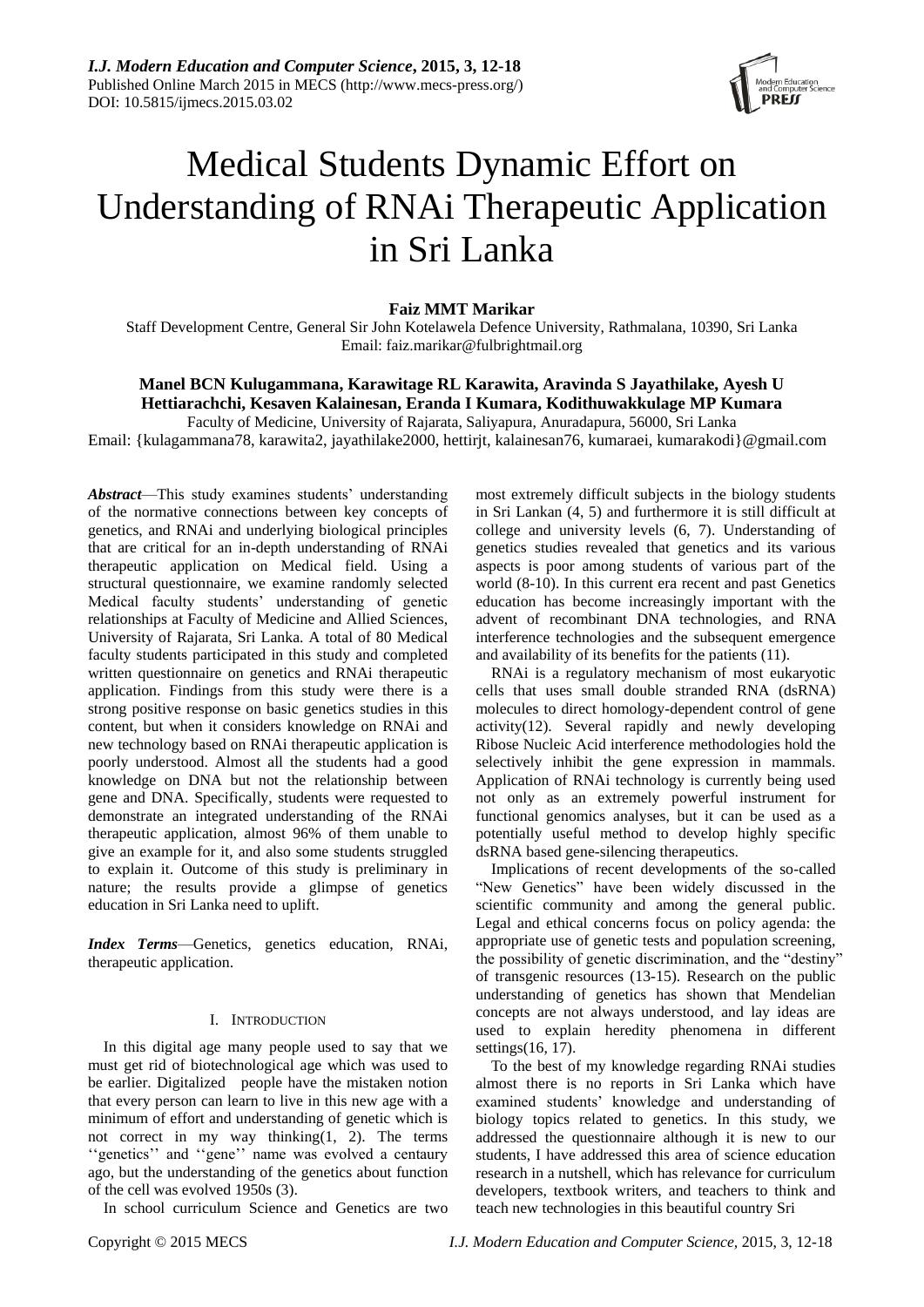# Medical Students Dynamic Effort on Understanding of RNAi Therapeutic Application in Sri Lanka

**Faiz MMT Marikar**

Staff Development Centre, General Sir John Kotelawela Defence University, Rathmalana, 10390, Sri Lanka
Email: faiz.marikar@fulbrightmail.org

**Manel BCN Kulugammana, Karawitage RL Karawita, Aravinda S Jayathilake, Ayesh U Hettiarachchi, Kesaven Kalainesan, Eranda I Kumara, Kodithuwakkulage MP Kumara**

Faculty of Medicine, University of Rajarata, Saliyapura, Anuradapura, 56000, Sri Lanka
Email: {kulagammana78, karawita2, jayathilake2000, hettirjt, kalainesan76, kumaraei, kumarakodi}@gmail.com

***Abstract*****—**This study examines students' understanding of the normative connections between key concepts of genetics, and RNAi and underlying biological principles that are critical for an in-depth understanding of RNAi therapeutic application on Medical field. Using a structural questionnaire, we examine randomly selected Medical faculty students' understanding of genetic relationships at Faculty of Medicine and Allied Sciences, University of Rajarata, Sri Lanka. A total of 80 Medical faculty students participated in this study and completed written questionnaire on genetics and RNAi therapeutic application. Findings from this study were there is a strong positive response on basic genetics studies in this content, but when it considers knowledge on RNAi and new technology based on RNAi therapeutic application is poorly understood. Almost all the students had a good knowledge on DNA but not the relationship between gene and DNA. Specifically, students were requested to demonstrate an integrated understanding of the RNAi therapeutic application, almost 96% of them unable to give an example for it, and also some students struggled to explain it. Outcome of this study is preliminary in nature; the results provide a glimpse of genetics education in Sri Lanka need to uplift.

***Index Terms*****—**Genetics, genetics education, RNAi, therapeutic application.

## I. Introduction

In this digital age many people used to say that we must get rid of biotechnological age which was used to be earlier. Digitalized people have the mistaken notion that every person can learn to live in this new age with a minimum of effort and understanding of genetic which is not correct in my way thinking(1, 2). The terms ''genetics'' and ''gene'' name was evolved a centaury ago, but the understanding of the genetics about function of the cell was evolved 1950s (3).

In school curriculum Science and Genetics are two most extremely difficult subjects in the biology students in Sri Lankan (4, 5) and furthermore it is still difficult at college and university levels (6, 7). Understanding of genetics studies revealed that genetics and its various aspects is poor among students of various part of the world (8-10). In this current era recent and past Genetics education has become increasingly important with the advent of recombinant DNA technologies, and RNA interference technologies and the subsequent emergence and availability of its benefits for the patients (11).

RNAi is a regulatory mechanism of most eukaryotic cells that uses small double stranded RNA (dsRNA) molecules to direct homology-dependent control of gene activity(12). Several rapidly and newly developing Ribose Nucleic Acid interference methodologies hold the selectively inhibit the gene expression in mammals. Application of RNAi technology is currently being used not only as an extremely powerful instrument for functional genomics analyses, but it can be used as a potentially useful method to develop highly specific dsRNA based gene-silencing therapeutics.

Implications of recent developments of the so-called "New Genetics" have been widely discussed in the scientific community and among the general public. Legal and ethical concerns focus on policy agenda: the appropriate use of genetic tests and population screening, the possibility of genetic discrimination, and the "destiny" of transgenic resources (13-15). Research on the public understanding of genetics has shown that Mendelian concepts are not always understood, and lay ideas are used to explain heredity phenomena in different settings(16, 17).

To the best of my knowledge regarding RNAi studies almost there is no reports in Sri Lanka which have examined students' knowledge and understanding of biology topics related to genetics. In this study, we addressed the questionnaire although it is new to our students, I have addressed this area of science education research in a nutshell, which has relevance for curriculum developers, textbook writers, and teachers to think and teach new technologies in this beautiful country Sri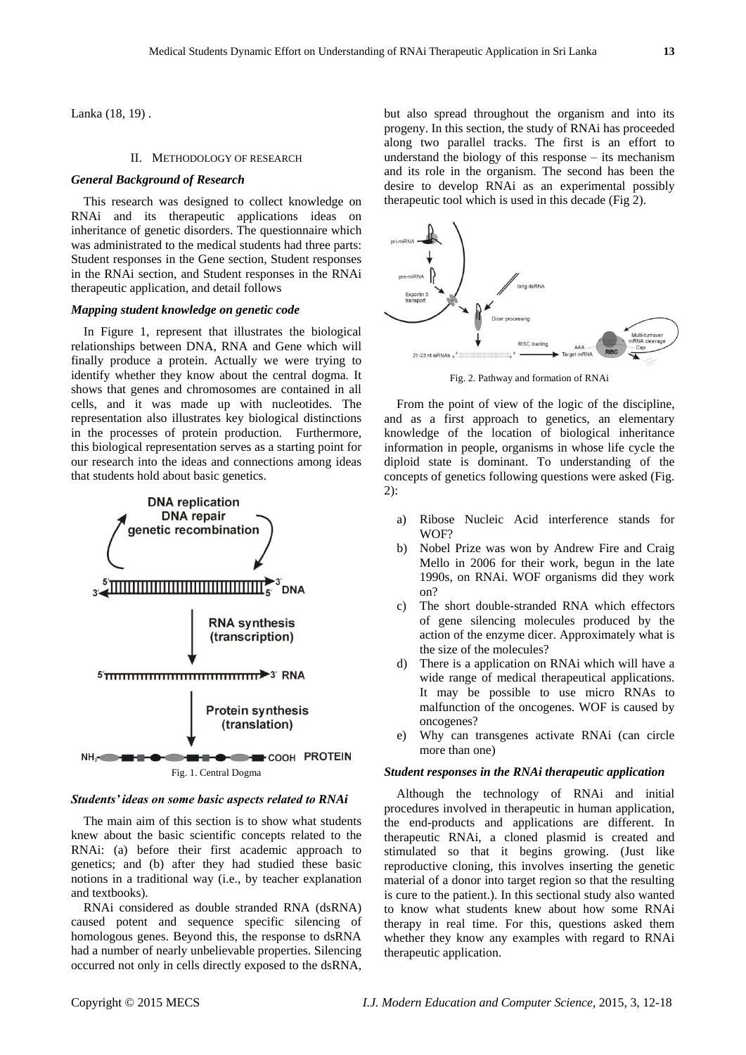Lanka (18, 19) .

## II. Methodology of Research

### *General Background of Research*

This research was designed to collect knowledge on RNAi and its therapeutic applications ideas on inheritance of genetic disorders. The questionnaire which was administrated to the medical students had three parts: Student responses in the Gene section, Student responses in the RNAi section, and Student responses in the RNAi therapeutic application, and detail follows

### *Mapping student knowledge on genetic code*

In Figure 1, represent that illustrates the biological relationships between DNA, RNA and Gene which will finally produce a protein. Actually we were trying to identify whether they know about the central dogma. It shows that genes and chromosomes are contained in all cells, and it was made up with nucleotides. The representation also illustrates key biological distinctions in the processes of protein production. Furthermore, this biological representation serves as a starting point for our research into the ideas and connections among ideas that students hold about basic genetics.

Fig. 1. Central Dogma

### *Students' ideas on some basic aspects related to RNAi*

The main aim of this section is to show what students knew about the basic scientific concepts related to the RNAi: (a) before their first academic approach to genetics; and (b) after they had studied these basic notions in a traditional way (i.e., by teacher explanation and textbooks).

RNAi considered as double stranded RNA (dsRNA) caused potent and sequence specific silencing of homologous genes. Beyond this, the response to dsRNA had a number of nearly unbelievable properties. Silencing occurred not only in cells directly exposed to the dsRNA, but also spread throughout the organism and into its progeny. In this section, the study of RNAi has proceeded along two parallel tracks. The first is an effort to understand the biology of this response – its mechanism and its role in the organism. The second has been the desire to develop RNAi as an experimental possibly therapeutic tool which is used in this decade (Fig 2).

Fig. 2. Pathway and formation of RNAi

From the point of view of the logic of the discipline, and as a first approach to genetics, an elementary knowledge of the location of biological inheritance information in people, organisms in whose life cycle the diploid state is dominant. To understanding of the concepts of genetics following questions were asked (Fig. 2):

a) Ribose Nucleic Acid interference stands for WOF?
b) Nobel Prize was won by Andrew Fire and Craig Mello in 2006 for their work, begun in the late 1990s, on RNAi. WOF organisms did they work on?
c) The short double-stranded RNA which effectors of gene silencing molecules produced by the action of the enzyme dicer. Approximately what is the size of the molecules?
d) There is a application on RNAi which will have a wide range of medical therapeutical applications. It may be possible to use micro RNAs to malfunction of the oncogenes. WOF is caused by oncogenes?
e) Why can transgenes activate RNAi (can circle more than one)

### *Student responses in the RNAi therapeutic application*

Although the technology of RNAi and initial procedures involved in therapeutic in human application, the end-products and applications are different. In therapeutic RNAi, a cloned plasmid is created and stimulated so that it begins growing. (Just like reproductive cloning, this involves inserting the genetic material of a donor into target region so that the resulting is cure to the patient.). In this sectional study also wanted to know what students knew about how some RNAi therapy in real time. For this, questions asked them whether they know any examples with regard to RNAi therapeutic application.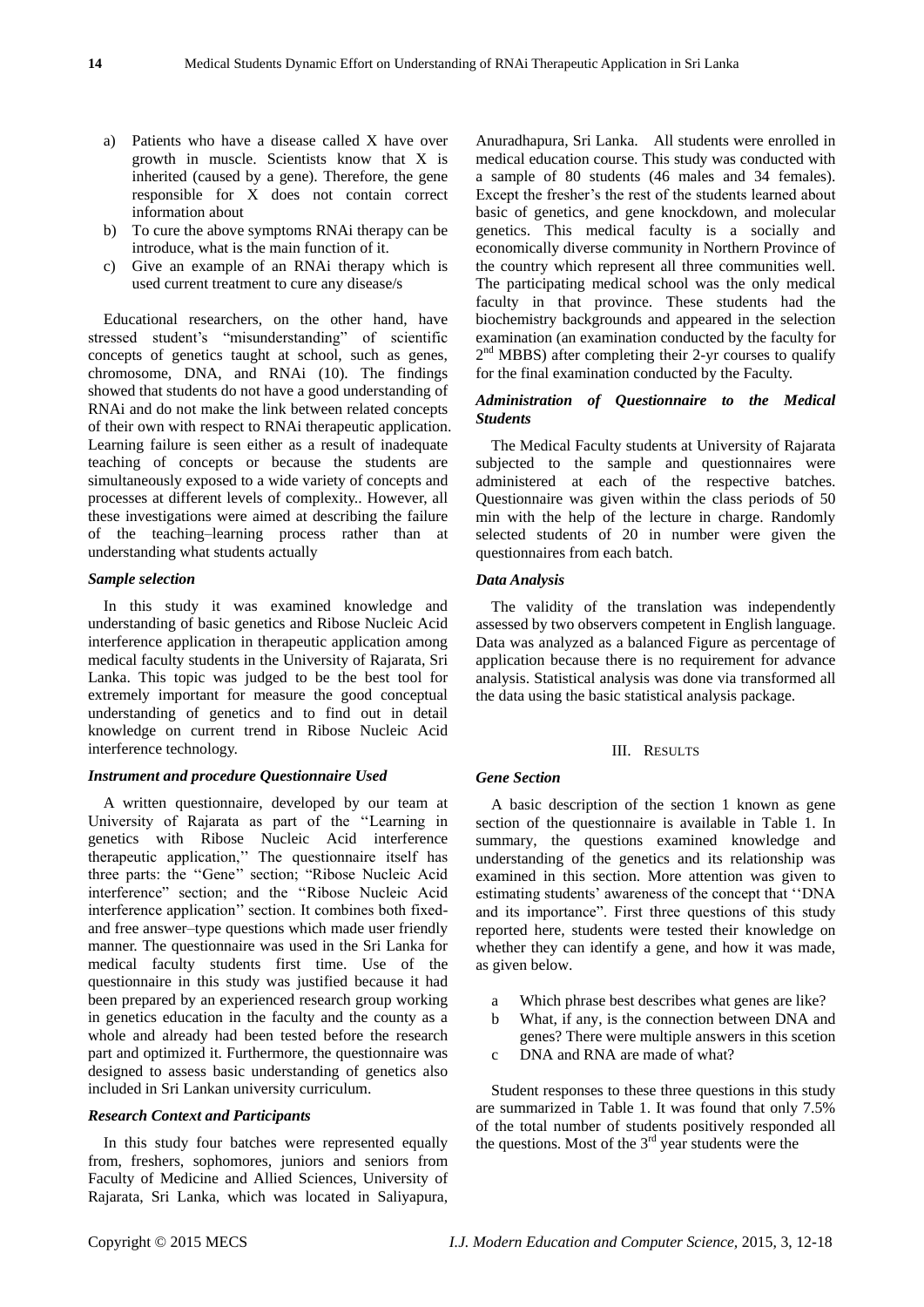a) Patients who have a disease called X have over growth in muscle. Scientists know that X is inherited (caused by a gene). Therefore, the gene responsible for X does not contain correct information about
b) To cure the above symptoms RNAi therapy can be introduce, what is the main function of it.
c) Give an example of an RNAi therapy which is used current treatment to cure any disease/s

Educational researchers, on the other hand, have stressed student's "misunderstanding" of scientific concepts of genetics taught at school, such as genes, chromosome, DNA, and RNAi (10). The findings showed that students do not have a good understanding of RNAi and do not make the link between related concepts of their own with respect to RNAi therapeutic application. Learning failure is seen either as a result of inadequate teaching of concepts or because the students are simultaneously exposed to a wide variety of concepts and processes at different levels of complexity.. However, all these investigations were aimed at describing the failure of the teaching–learning process rather than at understanding what students actually

### *Sample selection*

In this study it was examined knowledge and understanding of basic genetics and Ribose Nucleic Acid interference application in therapeutic application among medical faculty students in the University of Rajarata, Sri Lanka. This topic was judged to be the best tool for extremely important for measure the good conceptual understanding of genetics and to find out in detail knowledge on current trend in Ribose Nucleic Acid interference technology.

### *Instrument and procedure Questionnaire Used*

A written questionnaire, developed by our team at University of Rajarata as part of the "Learning in genetics with Ribose Nucleic Acid interference therapeutic application," The questionnaire itself has three parts: the "Gene" section; "Ribose Nucleic Acid interference" section; and the "Ribose Nucleic Acid interference application" section. It combines both fixed- and free answer–type questions which made user friendly manner. The questionnaire was used in the Sri Lanka for medical faculty students first time. Use of the questionnaire in this study was justified because it had been prepared by an experienced research group working in genetics education in the faculty and the county as a whole and already had been tested before the research part and optimized it. Furthermore, the questionnaire was designed to assess basic understanding of genetics also included in Sri Lankan university curriculum.

### *Research Context and Participants*

In this study four batches were represented equally from, freshers, sophomores, juniors and seniors from Faculty of Medicine and Allied Sciences, University of Rajarata, Sri Lanka, which was located in Saliyapura, Anuradhapura, Sri Lanka. All students were enrolled in medical education course. This study was conducted with a sample of 80 students (46 males and 34 females). Except the fresher's the rest of the students learned about basic of genetics, and gene knockdown, and molecular genetics. This medical faculty is a socially and economically diverse community in Northern Province of the country which represent all three communities well. The participating medical school was the only medical faculty in that province. These students had the biochemistry backgrounds and appeared in the selection examination (an examination conducted by the faculty for 2nd MBBS) after completing their 2-yr courses to qualify for the final examination conducted by the Faculty.

### *Administration of Questionnaire to the Medical Students*

The Medical Faculty students at University of Rajarata subjected to the sample and questionnaires were administered at each of the respective batches. Questionnaire was given within the class periods of 50 min with the help of the lecture in charge. Randomly selected students of 20 in number were given the questionnaires from each batch.

### *Data Analysis*

The validity of the translation was independently assessed by two observers competent in English language. Data was analyzed as a balanced Figure as percentage of application because there is no requirement for advance analysis. Statistical analysis was done via transformed all the data using the basic statistical analysis package.

## III. Results

### *Gene Section*

A basic description of the section 1 known as gene section of the questionnaire is available in Table 1. In summary, the questions examined knowledge and understanding of the genetics and its relationship was examined in this section. More attention was given to estimating students' awareness of the concept that "DNA and its importance". First three questions of this study reported here, students were tested their knowledge on whether they can identify a gene, and how it was made, as given below.

a Which phrase best describes what genes are like?
b What, if any, is the connection between DNA and genes? There were multiple answers in this scetion
c DNA and RNA are made of what?

Student responses to these three questions in this study are summarized in Table 1. It was found that only 7.5% of the total number of students positively responded all the questions. Most of the 3rd year students were the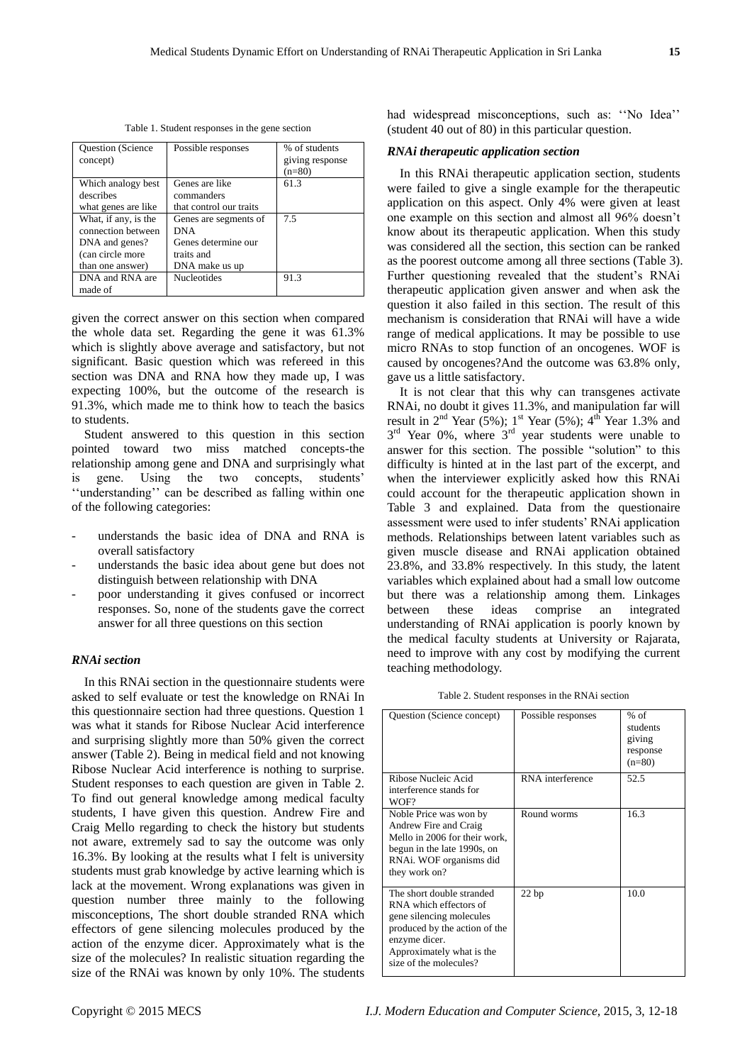Table 1. Student responses in the gene section

| Question (Science concept) | Possible responses | % of students giving response (n=80) |
|---|---|---|
| Which analogy best describes what genes are like | Genes are like commanders that control our traits | 61.3 |
| What, if any, is the connection between DNA and genes? (can circle more than one answer) | Genes are segments of DNA Genes determine our traits and DNA make us up | 7.5 |
| DNA and RNA are made of | Nucleotides | 91.3 |

given the correct answer on this section when compared the whole data set. Regarding the gene it was 61.3% which is slightly above average and satisfactory, but not significant. Basic question which was refereed in this section was DNA and RNA how they made up, I was expecting 100%, but the outcome of the research is 91.3%, which made me to think how to teach the basics to students.

Student answered to this question in this section pointed toward two miss matched concepts-the relationship among gene and DNA and surprisingly what is gene. Using the two concepts, students' ''understanding'' can be described as falling within one of the following categories:

- understands the basic idea of DNA and RNA is overall satisfactory
- understands the basic idea about gene but does not distinguish between relationship with DNA
- poor understanding it gives confused or incorrect responses. So, none of the students gave the correct answer for all three questions on this section

### *RNAi section*

In this RNAi section in the questionnaire students were asked to self evaluate or test the knowledge on RNAi In this questionnaire section had three questions. Question 1 was what it stands for Ribose Nuclear Acid interference and surprising slightly more than 50% given the correct answer (Table 2). Being in medical field and not knowing Ribose Nuclear Acid interference is nothing to surprise. Student responses to each question are given in Table 2. To find out general knowledge among medical faculty students, I have given this question. Andrew Fire and Craig Mello regarding to check the history but students not aware, extremely sad to say the outcome was only 16.3%. By looking at the results what I felt is university students must grab knowledge by active learning which is lack at the movement. Wrong explanations was given in question number three mainly to the following misconceptions, The short double stranded RNA which effectors of gene silencing molecules produced by the action of the enzyme dicer. Approximately what is the size of the molecules? In realistic situation regarding the size of the RNAi was known by only 10%. The students had widespread misconceptions, such as: ''No Idea'' (student 40 out of 80) in this particular question.

### *RNAi therapeutic application section*

In this RNAi therapeutic application section, students were failed to give a single example for the therapeutic application on this aspect. Only 4% were given at least one example on this section and almost all 96% doesn't know about its therapeutic application. When this study was considered all the section, this section can be ranked as the poorest outcome among all three sections (Table 3). Further questioning revealed that the student's RNAi therapeutic application given answer and when ask the question it also failed in this section. The result of this mechanism is consideration that RNAi will have a wide range of medical applications. It may be possible to use micro RNAs to stop function of an oncogenes. WOF is caused by oncogenes?And the outcome was 63.8% only, gave us a little satisfactory.

It is not clear that this why can transgenes activate RNAi, no doubt it gives 11.3%, and manipulation far will result in 2nd Year (5%); 1st Year (5%); 4th Year 1.3% and 3rd Year 0%, where 3rd year students were unable to answer for this section. The possible "solution" to this difficulty is hinted at in the last part of the excerpt, and when the interviewer explicitly asked how this RNAi could account for the therapeutic application shown in Table 3 and explained. Data from the questionaire assessment were used to infer students' RNAi application methods. Relationships between latent variables such as given muscle disease and RNAi application obtained 23.8%, and 33.8% respectively. In this study, the latent variables which explained about had a small low outcome but there was a relationship among them. Linkages between these ideas comprise an integrated understanding of RNAi application is poorly known by the medical faculty students at University or Rajarata, need to improve with any cost by modifying the current teaching methodology.

Table 2. Student responses in the RNAi section

| Question (Science concept) | Possible responses | % of students giving response (n=80) |
|---|---|---|
| Ribose Nucleic Acid interference stands for WOF? | RNA interference | 52.5 |
| Noble Price was won by Andrew Fire and Craig Mello in 2006 for their work, begun in the late 1990s, on RNAi. WOF organisms did they work on? | Round worms | 16.3 |
| The short double stranded RNA which effectors of gene silencing molecules produced by the action of the enzyme dicer. Approximately what is the size of the molecules? | 22 bp | 10.0 |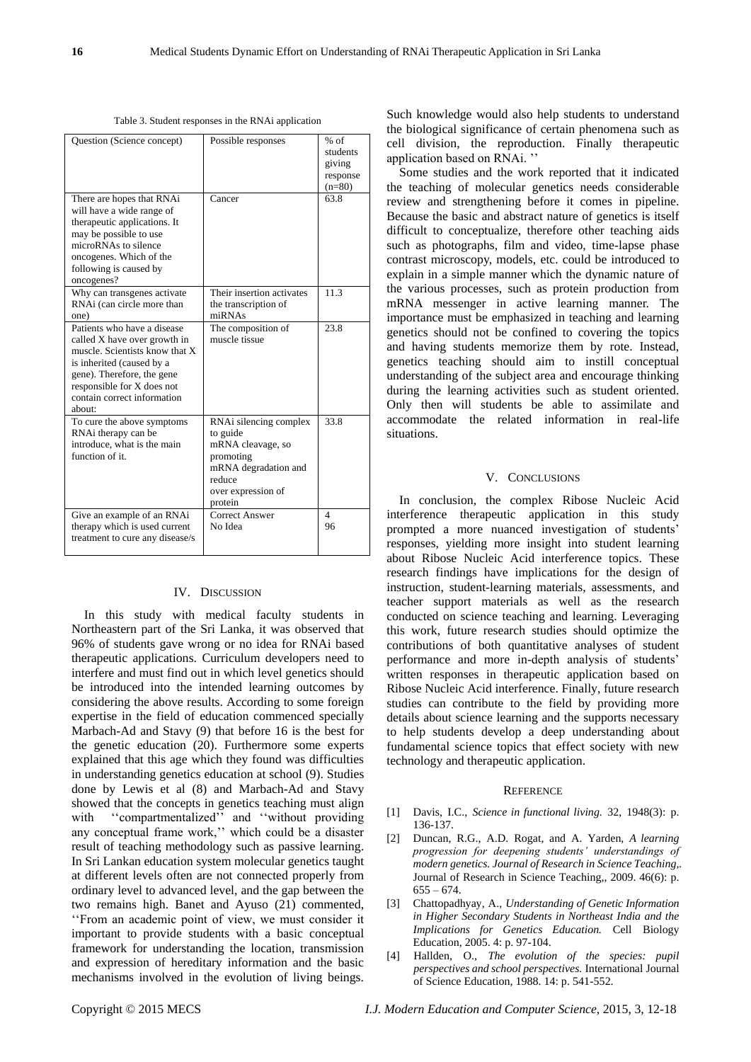Table 3. Student responses in the RNAi application

| Question (Science concept) | Possible responses | % of students giving response (n=80) |
| --- | --- | --- |
| There are hopes that RNAi will have a wide range of therapeutic applications. It may be possible to use microRNAs to silence oncogenes. Which of the following is caused by oncogenes? | Cancer | 63.8 |
| Why can transgenes activate RNAi (can circle more than one) | Their insertion activates the transcription of miRNAs | 11.3 |
| Patients who have a disease called X have over growth in muscle. Scientists know that X is inherited (caused by a gene). Therefore, the gene responsible for X does not contain correct information about: | The composition of muscle tissue | 23.8 |
| To cure the above symptoms RNAi therapy can be introduce, what is the main function of it. | RNAi silencing complex to guide mRNA cleavage, so promoting mRNA degradation and reduce over expression of protein | 33.8 |
| Give an example of an RNAi therapy which is used current treatment to cure any disease/s | Correct Answer<br>No Idea | 4<br>96 |

## IV. Discussion

In this study with medical faculty students in Northeastern part of the Sri Lanka, it was observed that 96% of students gave wrong or no idea for RNAi based therapeutic applications. Curriculum developers need to interfere and must find out in which level genetics should be introduced into the intended learning outcomes by considering the above results. According to some foreign expertise in the field of education commenced specially Marbach-Ad and Stavy (9) that before 16 is the best for the genetic education (20). Furthermore some experts explained that this age which they found was difficulties in understanding genetics education at school (9). Studies done by Lewis et al (8) and Marbach-Ad and Stavy showed that the concepts in genetics teaching must align with ''compartmentalized'' and ''without providing any conceptual frame work,'' which could be a disaster result of teaching methodology such as passive learning. In Sri Lankan education system molecular genetics taught at different levels often are not connected properly from ordinary level to advanced level, and the gap between the two remains high. Banet and Ayuso (21) commented, ''From an academic point of view, we must consider it important to provide students with a basic conceptual framework for understanding the location, transmission and expression of hereditary information and the basic mechanisms involved in the evolution of living beings. Such knowledge would also help students to understand the biological significance of certain phenomena such as cell division, the reproduction. Finally therapeutic application based on RNAi. ''

Some studies and the work reported that it indicated the teaching of molecular genetics needs considerable review and strengthening before it comes in pipeline. Because the basic and abstract nature of genetics is itself difficult to conceptualize, therefore other teaching aids such as photographs, film and video, time-lapse phase contrast microscopy, models, etc. could be introduced to explain in a simple manner which the dynamic nature of the various processes, such as protein production from mRNA messenger in active learning manner. The importance must be emphasized in teaching and learning genetics should not be confined to covering the topics and having students memorize them by rote. Instead, genetics teaching should aim to instill conceptual understanding of the subject area and encourage thinking during the learning activities such as student oriented. Only then will students be able to assimilate and accommodate the related information in real-life situations.

## V. Conclusions

In conclusion, the complex Ribose Nucleic Acid interference therapeutic application in this study prompted a more nuanced investigation of students' responses, yielding more insight into student learning about Ribose Nucleic Acid interference topics. These research findings have implications for the design of instruction, student-learning materials, assessments, and teacher support materials as well as the research conducted on science teaching and learning. Leveraging this work, future research studies should optimize the contributions of both quantitative analyses of student performance and more in-depth analysis of students' written responses in therapeutic application based on Ribose Nucleic Acid interference. Finally, future research studies can contribute to the field by providing more details about science learning and the supports necessary to help students develop a deep understanding about fundamental science topics that effect society with new technology and therapeutic application.

## Reference

[1] Davis, I.C., *Science in functional living.* 32, 1948(3): p. 136-137.

[2] Duncan, R.G., A.D. Rogat, and A. Yarden, *A learning progression for deepening students' understandings of modern genetics. Journal of Research in Science Teaching,.* Journal of Research in Science Teaching,, 2009. 46(6): p. 655 – 674.

[3] Chattopadhyay, A., *Understanding of Genetic Information in Higher Secondary Students in Northeast India and the Implications for Genetics Education.* Cell Biology Education, 2005. 4: p. 97-104.

[4] Hallden, O., *The evolution of the species: pupil perspectives and school perspectives.* International Journal of Science Education, 1988. 14: p. 541-552.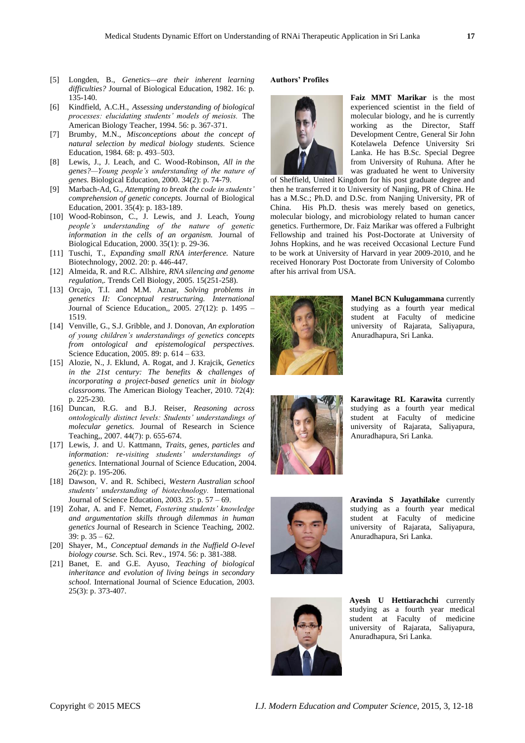[5] Longden, B., *Genetics—are their inherent learning difficulties?* Journal of Biological Education, 1982. 16: p. 135-140.

[6] Kindfield, A.C.H., *Assessing understanding of biological processes: elucidating students' models of meiosis.* The American Biology Teacher, 1994. 56: p. 367-371.

[7] Brumby, M.N., *Misconceptions about the concept of natural selection by medical biology students.* Science Education, 1984. 68: p. 493–503.

[8] Lewis, J., J. Leach, and C. Wood-Robinson, *All in the genes?—Young people's understanding of the nature of genes.* Biological Education, 2000. 34(2): p. 74-79.

[9] Marbach-Ad, G., *Attempting to break the code in students' comprehension of genetic concepts.* Journal of Biological Education, 2001. 35(4): p. 183-189.

[10] Wood-Robinson, C., J. Lewis, and J. Leach, *Young people's understanding of the nature of genetic information in the cells of an organism.* Journal of Biological Education, 2000. 35(1): p. 29-36.

[11] Tuschi, T., *Expanding small RNA interference.* Nature Biotechnology, 2002. 20: p. 446-447.

[12] Almeida, R. and R.C. Allshire, *RNA silencing and genome regulation,.* Trends Cell Biology, 2005. 15(251-258).

[13] Orcajo, T.I. and M.M. Aznar, *Solving problems in genetics II: Conceptual restructuring. International* Journal of Science Education,, 2005. 27(12): p. 1495 – 1519.

[14] Venville, G., S.J. Gribble, and J. Donovan, *An exploration of young children's understandings of genetics concepts from ontological and epistemological perspectives.* Science Education, 2005. 89: p. 614 – 633.

[15] Alozie, N., J. Eklund, A. Rogat, and J. Krajcik, *Genetics in the 21st century: The benefits & challenges of incorporating a project-based genetics unit in biology classrooms.* The American Biology Teacher, 2010. 72(4): p. 225-230.

[16] Duncan, R.G. and B.J. Reiser, *Reasoning across ontologically distinct levels: Students' understandings of molecular genetics.* Journal of Research in Science Teaching,, 2007. 44(7): p. 655-674.

[17] Lewis, J. and U. Kattmann, *Traits, genes, particles and information: re-visiting students' understandings of genetics.* International Journal of Science Education, 2004. 26(2): p. 195-206.

[18] Dawson, V. and R. Schibeci, *Western Australian school students' understanding of biotechnology.* International Journal of Science Education, 2003. 25: p. 57 – 69.

[19] Zohar, A. and F. Nemet, *Fostering students' knowledge and argumentation skills through dilemmas in human genetics* Journal of Research in Science Teaching, 2002. 39: p. 35 – 62.

[20] Shayer, M., *Conceptual demands in the Nuffield O-level biology course.* Sch. Sci. Rev., 1974. 56: p. 381-388.

[21] Banet, E. and G.E. Ayuso, *Teaching of biological inheritance and evolution of living beings in secondary school.* International Journal of Science Education, 2003. 25(3): p. 373-407.

**Authors' Profiles**

**Faiz MMT Marikar** is the most experienced scientist in the field of molecular biology, and he is currently working as the Director, Staff Development Centre, General Sir John Kotelawela Defence University Sri Lanka. He has B.Sc. Special Degree from University of Ruhuna. After he was graduated he went to University of Sheffield, United Kingdom for his post graduate degree and then he transferred it to University of Nanjing, PR of China. He has a M.Sc.; Ph.D. and D.Sc. from Nanjing University, PR of China. His Ph.D. thesis was merely based on genetics, molecular biology, and microbiology related to human cancer genetics. Furthermore, Dr. Faiz Marikar was offered a Fulbright Fellowship and trained his Post-Doctorate at University of Johns Hopkins, and he was received Occasional Lecture Fund to be work at University of Harvard in year 2009-2010, and he received Honorary Post Doctorate from University of Colombo after his arrival from USA.

**Manel BCN Kulugammana** currently studying as a fourth year medical student at Faculty of medicine university of Rajarata, Saliyapura, Anuradhapura, Sri Lanka.

**Karawitage RL Karawita** currently studying as a fourth year medical student at Faculty of medicine university of Rajarata, Saliyapura, Anuradhapura, Sri Lanka.

**Aravinda S Jayathilake** currently studying as a fourth year medical student at Faculty of medicine university of Rajarata, Saliyapura, Anuradhapura, Sri Lanka.

**Ayesh U Hettiarachchi** currently studying as a fourth year medical student at Faculty of medicine university of Rajarata, Saliyapura, Anuradhapura, Sri Lanka.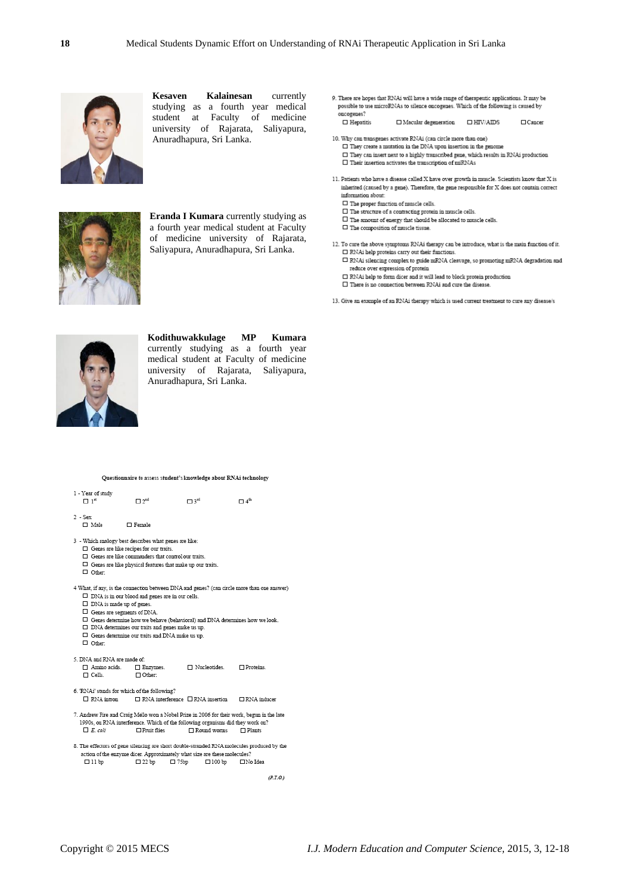**Kesaven Kalainesan** currently studying as a fourth year medical student at Faculty of medicine university of Rajarata, Saliyapura, Anuradhapura, Sri Lanka.

**Eranda I Kumara** currently studying as a fourth year medical student at Faculty of medicine university of Rajarata, Saliyapura, Anuradhapura, Sri Lanka.

**Kodithuwakkulage MP Kumara** currently studying as a fourth year medical student at Faculty of medicine university of Rajarata, Saliyapura, Anuradhapura, Sri Lanka.

**Questionnaire to assess student's knowledge about RNAi technology**

1 - Year of study

☐ 1st ☐ 2nd ☐ 3rd ☐ 4th

2 - Sex

☐ Male ☐ Female

3 - Which analogy best describes what genes are like:

☐ Genes are like recipes for our traits.
☐ Genes are like commanders that control our traits.
☐ Genes are like physical features that make up our traits.
☐ Other:

4 What, if any, is the connection between DNA and genes? (can circle more than one answer)

☐ DNA is in our blood and genes are in our cells.
☐ DNA is made up of genes.
☐ Genes are segments of DNA.
☐ Genes determine how we behave (behavioral) and DNA determines how we look.
☐ DNA determines our traits and genes make us up.
☐ Genes determine our traits and DNA make us up.
☐ Other:

5. DNA and RNA are made of:

☐ Amino acids. ☐ Enzymes. ☐ Nucleotides. ☐ Proteins.
☐ Cells. ☐ Other:

6. 'RNAi' stands for which of the following?

☐ RNA intron ☐ RNA interference ☐ RNA insertion ☐ RNA inducer

7. Andrew Fire and Craig Mello won a Nobel Prize in 2006 for their work, begun in the late 1990s, on RNA interference. Which of the following organisms did they work on?

☐ *E. coli* ☐ Fruit flies ☐ Round worms ☐ Plants

8. The effectors of gene silencing are short double-stranded RNA molecules produced by the action of the enzyme dicer. Approximately what size are these molecules?

☐ 11 bp ☐ 22 bp ☐ 75bp ☐ 100 bp ☐ No Idea

*(P.T.O.)*

9. There are hopes that RNAi will have a wide range of therapeutic applications. It may be possible to use microRNAs to silence oncogenes. Which of the following is caused by oncogenes?

☐ Hepatitis ☐ Macular degeneration ☐ HIV/AIDS ☐ Cancer

10. Why can transgenes activate RNAi (can circle more than one)

☐ They create a mutation in the DNA upon insertion in the genome
☐ They can insert next to a highly transcribed gene, which results in RNAi production
☐ Their insertion activates the transcription of miRNAs

11. Patients who have a disease called X have over growth in muscle. Scientists know that X is inherited (caused by a gene). Therefore, the gene responsible for X does not contain correct information about:

☐ The proper function of muscle cells.
☐ The structure of a contracting protein in muscle cells.
☐ The amount of energy that should be allocated to muscle cells.
☐ The composition of muscle tissue.

12. To cure the above symptoms RNAi therapy can be introduce, what is the main function of it.

☐ RNAi help proteins carry out their functions.
☐ RNAi silencing complex to guide mRNA cleavage, so promoting mRNA degradation and reduce over expression of protein
☐ RNAi help to form dicer and it will lead to block protein production
☐ There is no connection between RNAi and cure the disease.

13. Give an example of an RNAi therapy which is used current treatment to cure any disease/s